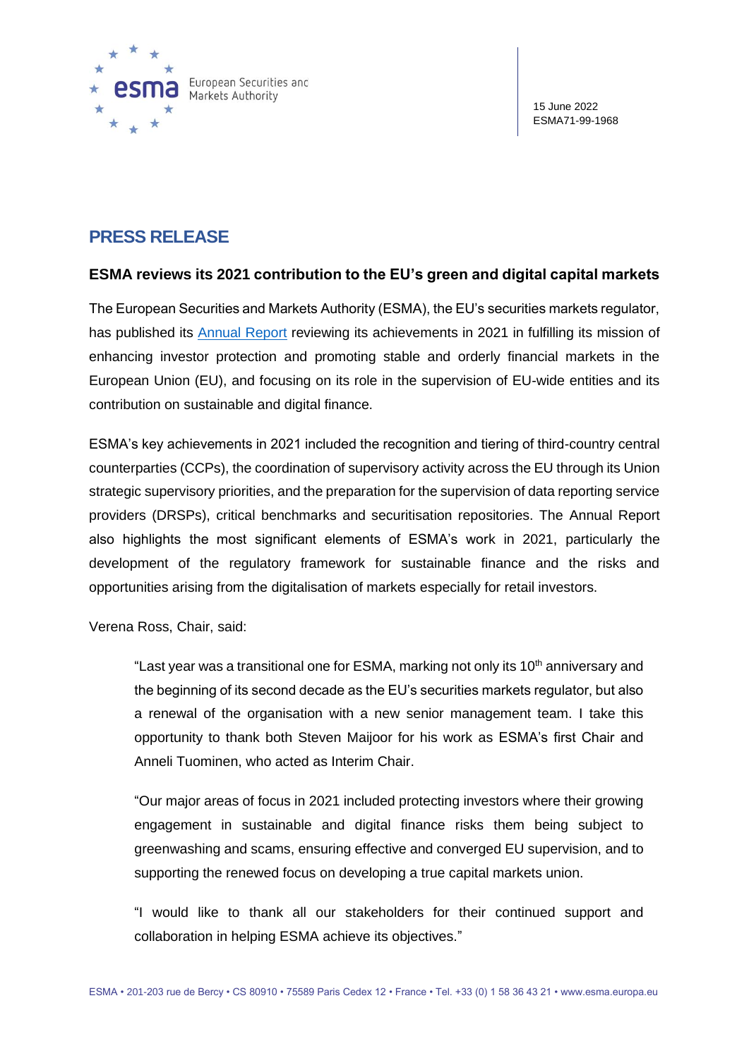15 June 2022
ESMA71-99-1968

# PRESS RELEASE

## ESMA reviews its 2021 contribution to the EU's green and digital capital markets

The European Securities and Markets Authority (ESMA), the EU's securities markets regulator, has published its Annual Report reviewing its achievements in 2021 in fulfilling its mission of enhancing investor protection and promoting stable and orderly financial markets in the European Union (EU), and focusing on its role in the supervision of EU-wide entities and its contribution on sustainable and digital finance.

ESMA's key achievements in 2021 included the recognition and tiering of third-country central counterparties (CCPs), the coordination of supervisory activity across the EU through its Union strategic supervisory priorities, and the preparation for the supervision of data reporting service providers (DRSPs), critical benchmarks and securitisation repositories. The Annual Report also highlights the most significant elements of ESMA's work in 2021, particularly the development of the regulatory framework for sustainable finance and the risks and opportunities arising from the digitalisation of markets especially for retail investors.

Verena Ross, Chair, said:

> "Last year was a transitional one for ESMA, marking not only its 10th anniversary and the beginning of its second decade as the EU's securities markets regulator, but also a renewal of the organisation with a new senior management team. I take this opportunity to thank both Steven Maijoor for his work as ESMA's first Chair and Anneli Tuominen, who acted as Interim Chair.
>
> "Our major areas of focus in 2021 included protecting investors where their growing engagement in sustainable and digital finance risks them being subject to greenwashing and scams, ensuring effective and converged EU supervision, and to supporting the renewed focus on developing a true capital markets union.
>
> "I would like to thank all our stakeholders for their continued support and collaboration in helping ESMA achieve its objectives."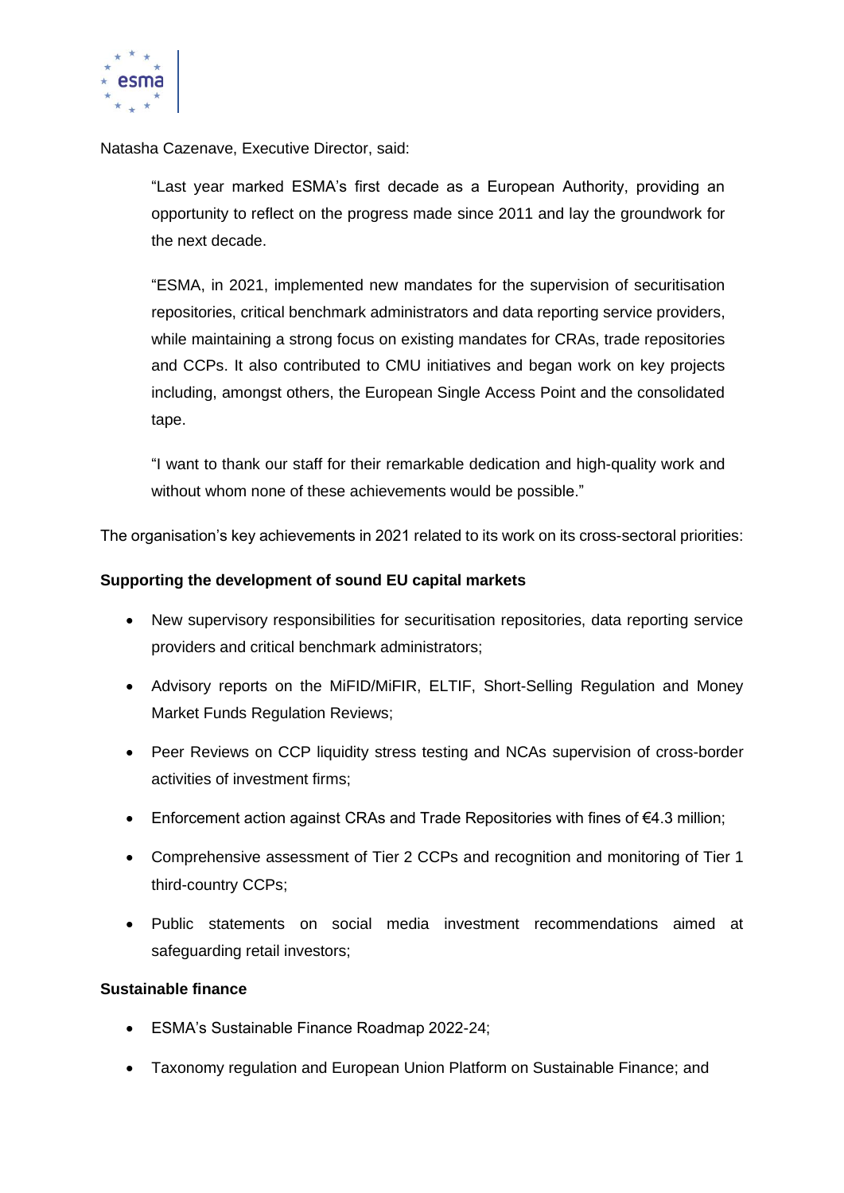Natasha Cazenave, Executive Director, said:

> "Last year marked ESMA's first decade as a European Authority, providing an opportunity to reflect on the progress made since 2011 and lay the groundwork for the next decade.
>
> "ESMA, in 2021, implemented new mandates for the supervision of securitisation repositories, critical benchmark administrators and data reporting service providers, while maintaining a strong focus on existing mandates for CRAs, trade repositories and CCPs. It also contributed to CMU initiatives and began work on key projects including, amongst others, the European Single Access Point and the consolidated tape.
>
> "I want to thank our staff for their remarkable dedication and high-quality work and without whom none of these achievements would be possible."

The organisation's key achievements in 2021 related to its work on its cross-sectoral priorities:

**Supporting the development of sound EU capital markets**

- New supervisory responsibilities for securitisation repositories, data reporting service providers and critical benchmark administrators;
- Advisory reports on the MiFID/MiFIR, ELTIF, Short-Selling Regulation and Money Market Funds Regulation Reviews;
- Peer Reviews on CCP liquidity stress testing and NCAs supervision of cross-border activities of investment firms;
- Enforcement action against CRAs and Trade Repositories with fines of €4.3 million;
- Comprehensive assessment of Tier 2 CCPs and recognition and monitoring of Tier 1 third-country CCPs;
- Public statements on social media investment recommendations aimed at safeguarding retail investors;

**Sustainable finance**

- ESMA's Sustainable Finance Roadmap 2022-24;
- Taxonomy regulation and European Union Platform on Sustainable Finance; and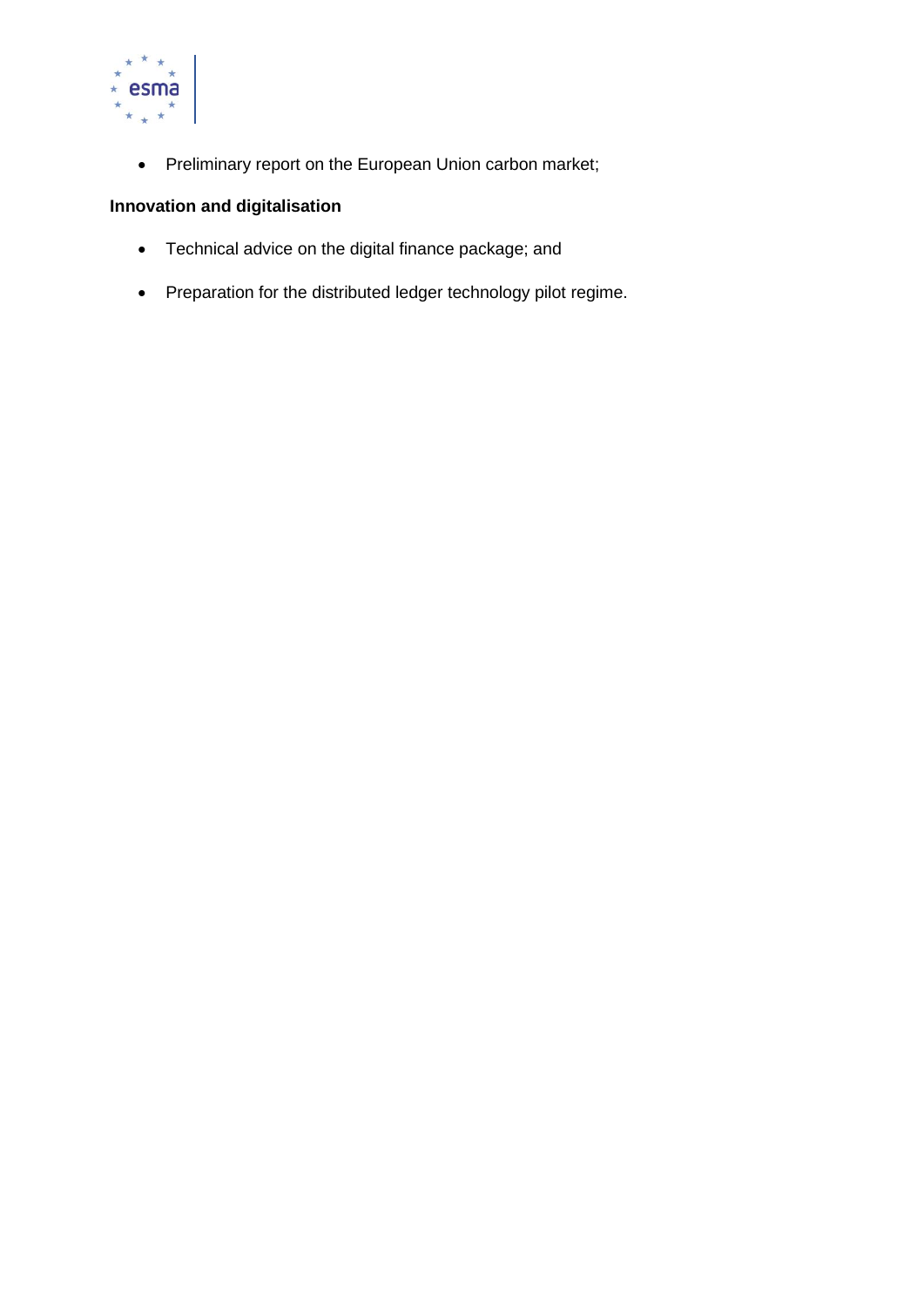- Preliminary report on the European Union carbon market;

**Innovation and digitalisation**

- Technical advice on the digital finance package; and
- Preparation for the distributed ledger technology pilot regime.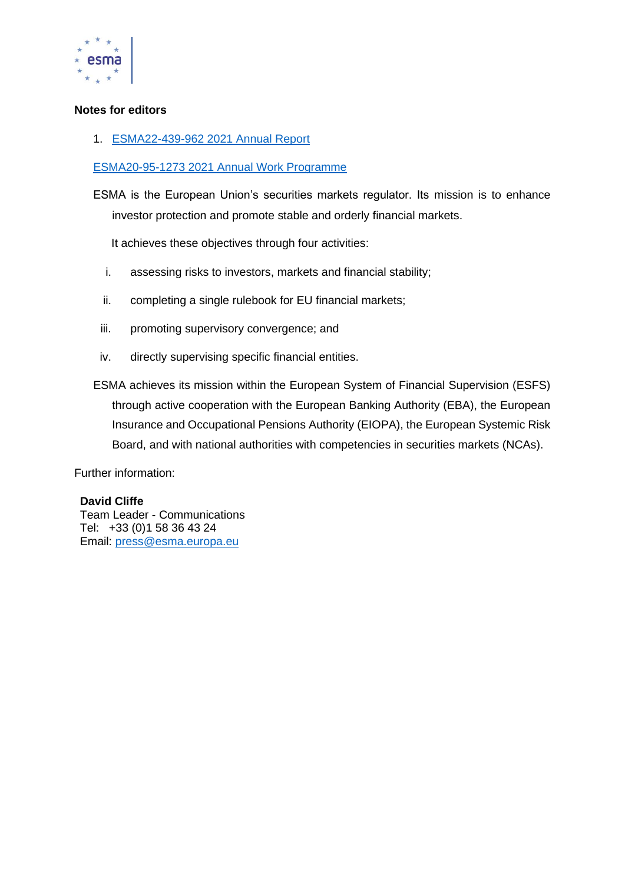**Notes for editors**

1. [ESMA22-439-962 2021 Annual Report]

[ESMA20-95-1273 2021 Annual Work Programme]

ESMA is the European Union's securities markets regulator. Its mission is to enhance investor protection and promote stable and orderly financial markets.

It achieves these objectives through four activities:

i. assessing risks to investors, markets and financial stability;

ii. completing a single rulebook for EU financial markets;

iii. promoting supervisory convergence; and

iv. directly supervising specific financial entities.

ESMA achieves its mission within the European System of Financial Supervision (ESFS) through active cooperation with the European Banking Authority (EBA), the European Insurance and Occupational Pensions Authority (EIOPA), the European Systemic Risk Board, and with national authorities with competencies in securities markets (NCAs).

Further information:

**David Cliffe**
Team Leader - Communications
Tel: +33 (0)1 58 36 43 24
Email: press@esma.europa.eu